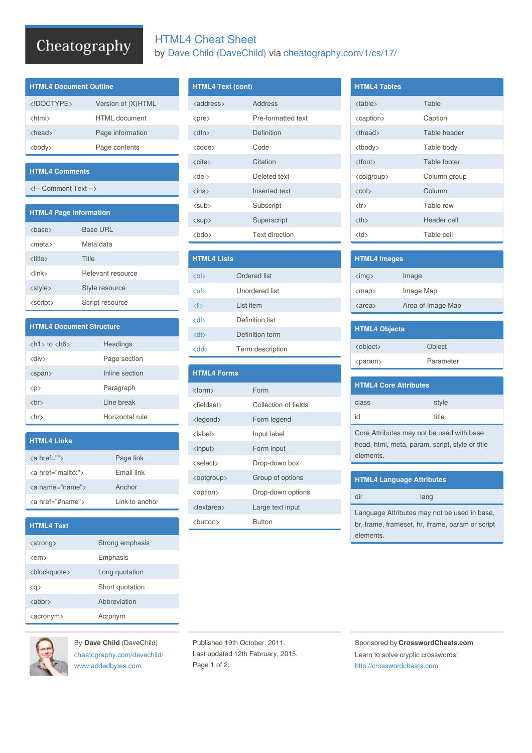# HTML4 Cheat Sheet

by Dave Child (DaveChild) via cheatography.com/1/cs/17/

## HTML4 Document Outline

| | |
|---|---|
| <!DOCTYPE> | Version of (X)HTML |
| <html> | HTML document |
| <head> | Page information |
| <body> | Page contents |

## HTML4 Comments

<!-- Comment Text -->

## HTML4 Page Information

| | |
|---|---|
| <base> | Base URL |
| <meta> | Meta data |
| <title> | Title |
| <link> | Relevant resource |
| <style> | Style resource |
| <script> | Script resource |

## HTML4 Document Structure

| | |
|---|---|
| <h1> to <h6> | Headings |
| <div> | Page section |
| <span> | Inline section |
| <p> | Paragraph |
| <br> | Line break |
| <hr> | Horizontal rule |

## HTML4 Links

| | |
|---|---|
| <a href=""> | Page link |
| <a href="mailto:"> | Email link |
| <a name="name"> | Anchor |
| <a href="#name"> | Link to anchor |

## HTML4 Text

| | |
|---|---|
| <strong> | Strong emphasis |
| <em> | Emphasis |
| <blockquote> | Long quotation |
| <q> | Short quotation |
| <abbr> | Abbreviation |
| <acronym> | Acronym |

## HTML4 Text (cont)

| | |
|---|---|
| <address> | Address |
| <pre> | Pre-formatted text |
| <dfn> | Definition |
| <code> | Code |
| <cite> | Citation |
| <del> | Deleted text |
| <ins> | Inserted text |
| <sub> | Subscript |
| <sup> | Superscript |
| <bdo> | Text direction |

## HTML4 Lists

| | |
|---|---|
| <ol> | Ordered list |
| <ul> | Unordered list |
| <li> | List item |
| <dl> | Definition list |
| <dt> | Definition term |
| <dd> | Term description |

## HTML4 Forms

| | |
|---|---|
| <form> | Form |
| <fieldset> | Collection of fields |
| <legend> | Form legend |
| <label> | Input label |
| <input> | Form input |
| <select> | Drop-down box |
| <optgroup> | Group of options |
| <option> | Drop-down options |
| <textarea> | Large text input |
| <button> | Button |

## HTML4 Tables

| | |
|---|---|
| <table> | Table |
| <caption> | Caption |
| <thead> | Table header |
| <tbody> | Table body |
| <tfoot> | Table footer |
| <colgroup> | Column group |
| <col> | Column |
| <tr> | Table row |
| <th> | Header cell |
| <td> | Table cell |

## HTML4 Images

| | |
|---|---|
| <img> | Image |
| <map> | Image Map |
| <area> | Area of Image Map |

## HTML4 Objects

| | |
|---|---|
| <object> | Object |
| <param> | Parameter |

## HTML4 Core Attributes

| | |
|---|---|
| class | style |
| id | title |

Core Attributes may not be used with base, head, html, meta, param, script, style or title elements.

## HTML4 Language Attributes

| | |
|---|---|
| dir | lang |

Language Attributes may not be used in base, br, frame, frameset, hr, iframe, param or script elements.

By **Dave Child** (DaveChild)
cheatography.com/davechild/
www.addedbytes.com

Published 19th October, 2011.
Last updated 12th February, 2015.

Sponsored by **CrosswordCheats.com**
Learn to solve cryptic crosswords!
http://crosswordcheats.com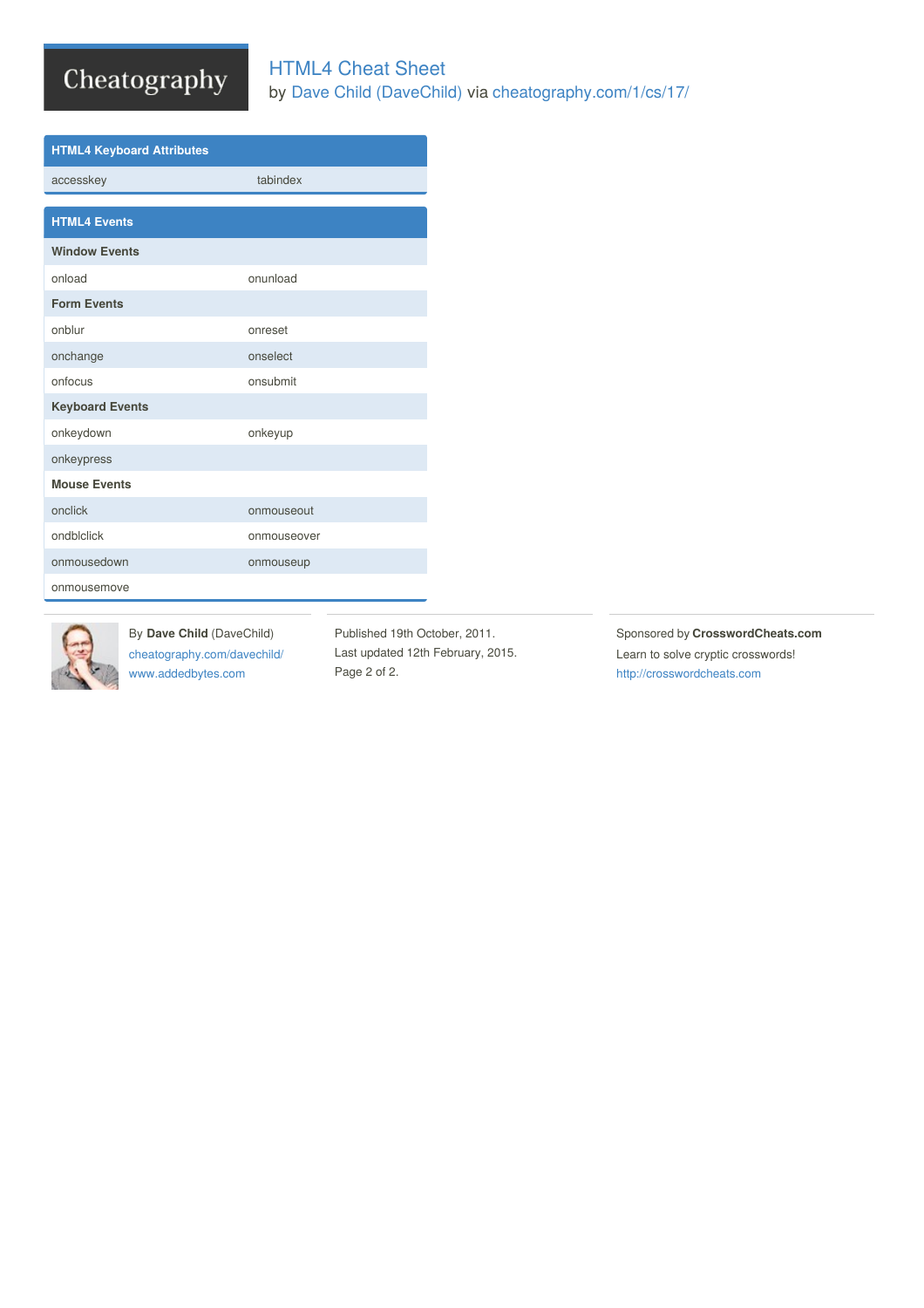## HTML4 Keyboard Attributes

| | |
|---|---|
| accesskey | tabindex |

## HTML4 Events

| | |
|---|---|
| **Window Events** | |
| onload | onunload |
| **Form Events** | |
| onblur | onreset |
| onchange | onselect |
| onfocus | onsubmit |
| **Keyboard Events** | |
| onkeydown | onkeyup |
| onkeypress | |
| **Mouse Events** | |
| onclick | onmouseout |
| ondblclick | onmouseover |
| onmousedown | onmouseup |
| onmousemove | |